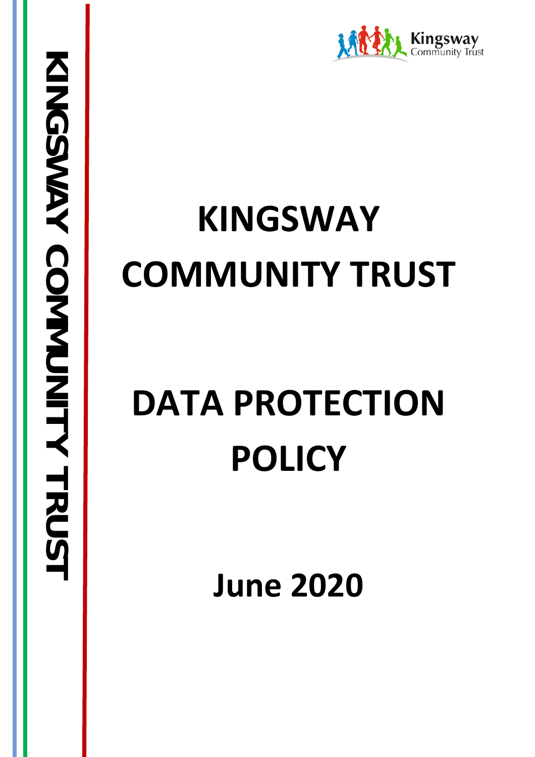KINGSWAY COMMUNITY TRUST

Kingsway Community Trust

# KINGSWAY COMMUNITY TRUST

# DATA PROTECTION POLICY

## June 2020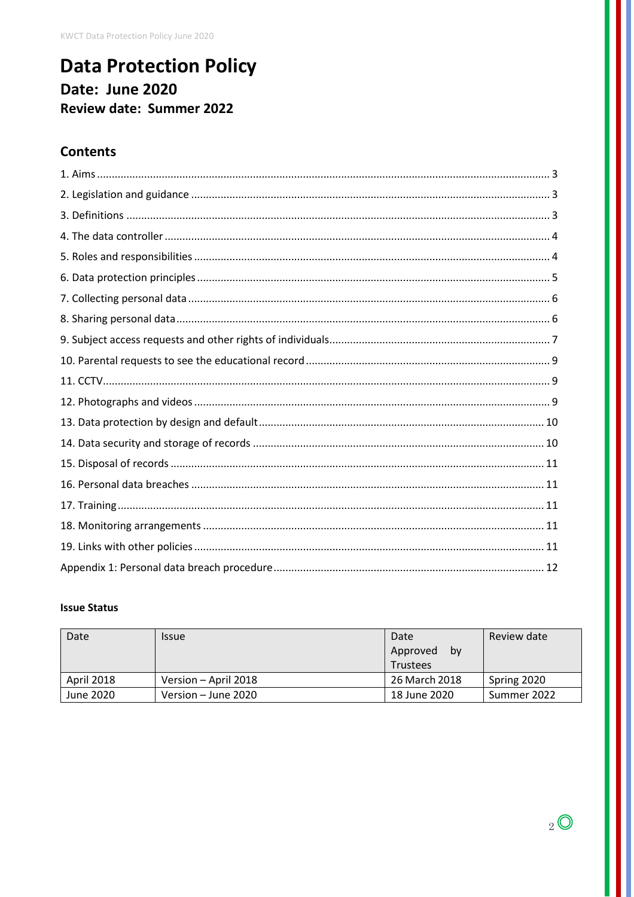# Data Protection Policy

## Date: June 2020

### Review date: Summer 2022

## Contents

1. Aims ... 3
2. Legislation and guidance ... 3
3. Definitions ... 3
4. The data controller ... 4
5. Roles and responsibilities ... 4
6. Data protection principles ... 5
7. Collecting personal data ... 6
8. Sharing personal data ... 6
9. Subject access requests and other rights of individuals ... 7
10. Parental requests to see the educational record ... 9
11. CCTV ... 9
12. Photographs and videos ... 9
13. Data protection by design and default ... 10
14. Data security and storage of records ... 10
15. Disposal of records ... 11
16. Personal data breaches ... 11
17. Training ... 11
18. Monitoring arrangements ... 11
19. Links with other policies ... 11

Appendix 1: Personal data breach procedure ... 12

**Issue Status**

| Date | Issue | Date Approved by Trustees | Review date |
|---|---|---|---|
| April 2018 | Version – April 2018 | 26 March 2018 | Spring 2020 |
| June 2020 | Version – June 2020 | 18 June 2020 | Summer 2022 |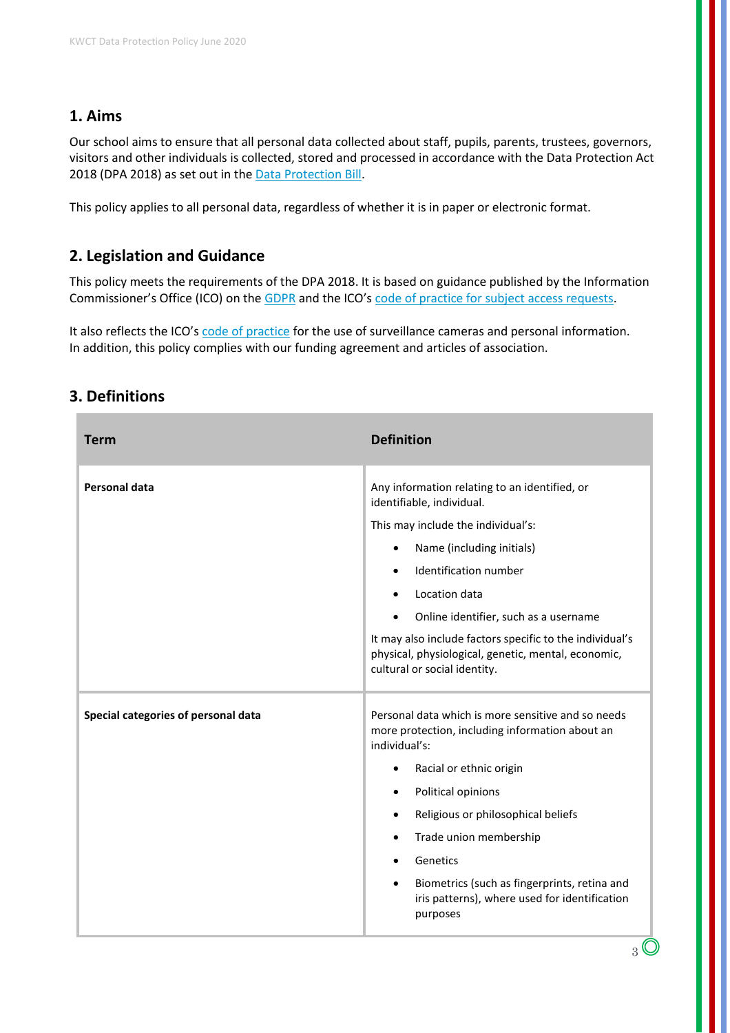## 1. Aims

Our school aims to ensure that all personal data collected about staff, pupils, parents, trustees, governors, visitors and other individuals is collected, stored and processed in accordance with the Data Protection Act 2018 (DPA 2018) as set out in the [Data Protection Bill](#).

This policy applies to all personal data, regardless of whether it is in paper or electronic format.

## 2. Legislation and Guidance

This policy meets the requirements of the DPA 2018. It is based on guidance published by the Information Commissioner's Office (ICO) on the [GDPR](#) and the ICO's [code of practice for subject access requests](#).

It also reflects the ICO's [code of practice](#) for the use of surveillance cameras and personal information. In addition, this policy complies with our funding agreement and articles of association.

## 3. Definitions

| Term | Definition |
|---|---|
| **Personal data** | Any information relating to an identified, or identifiable, individual.<br>This may include the individual's:<br>• Name (including initials)<br>• Identification number<br>• Location data<br>• Online identifier, such as a username<br>It may also include factors specific to the individual's physical, physiological, genetic, mental, economic, cultural or social identity. |
| **Special categories of personal data** | Personal data which is more sensitive and so needs more protection, including information about an individual's:<br>• Racial or ethnic origin<br>• Political opinions<br>• Religious or philosophical beliefs<br>• Trade union membership<br>• Genetics<br>• Biometrics (such as fingerprints, retina and iris patterns), where used for identification purposes |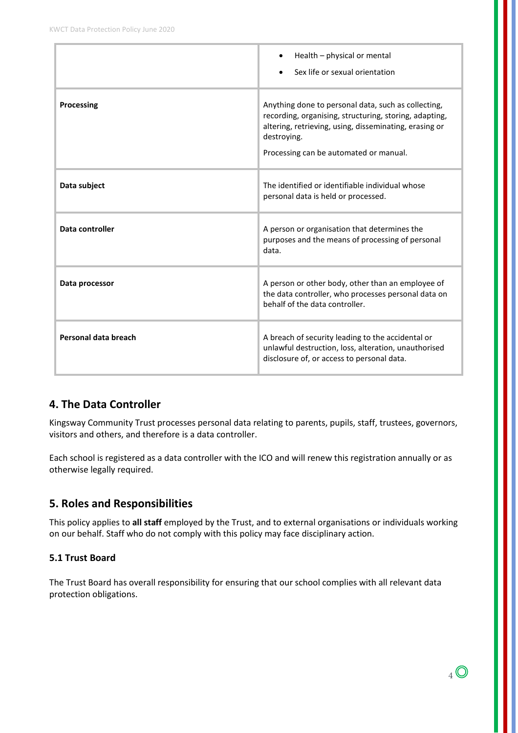|  |  |
|---|---|
|  | • Health – physical or mental<br>• Sex life or sexual orientation |
| **Processing** | Anything done to personal data, such as collecting, recording, organising, structuring, storing, adapting, altering, retrieving, using, disseminating, erasing or destroying.<br>Processing can be automated or manual. |
| **Data subject** | The identified or identifiable individual whose personal data is held or processed. |
| **Data controller** | A person or organisation that determines the purposes and the means of processing of personal data. |
| **Data processor** | A person or other body, other than an employee of the data controller, who processes personal data on behalf of the data controller. |
| **Personal data breach** | A breach of security leading to the accidental or unlawful destruction, loss, alteration, unauthorised disclosure of, or access to personal data. |

## 4. The Data Controller

Kingsway Community Trust processes personal data relating to parents, pupils, staff, trustees, governors, visitors and others, and therefore is a data controller.

Each school is registered as a data controller with the ICO and will renew this registration annually or as otherwise legally required.

## 5. Roles and Responsibilities

This policy applies to **all staff** employed by the Trust, and to external organisations or individuals working on our behalf. Staff who do not comply with this policy may face disciplinary action.

### 5.1 Trust Board

The Trust Board has overall responsibility for ensuring that our school complies with all relevant data protection obligations.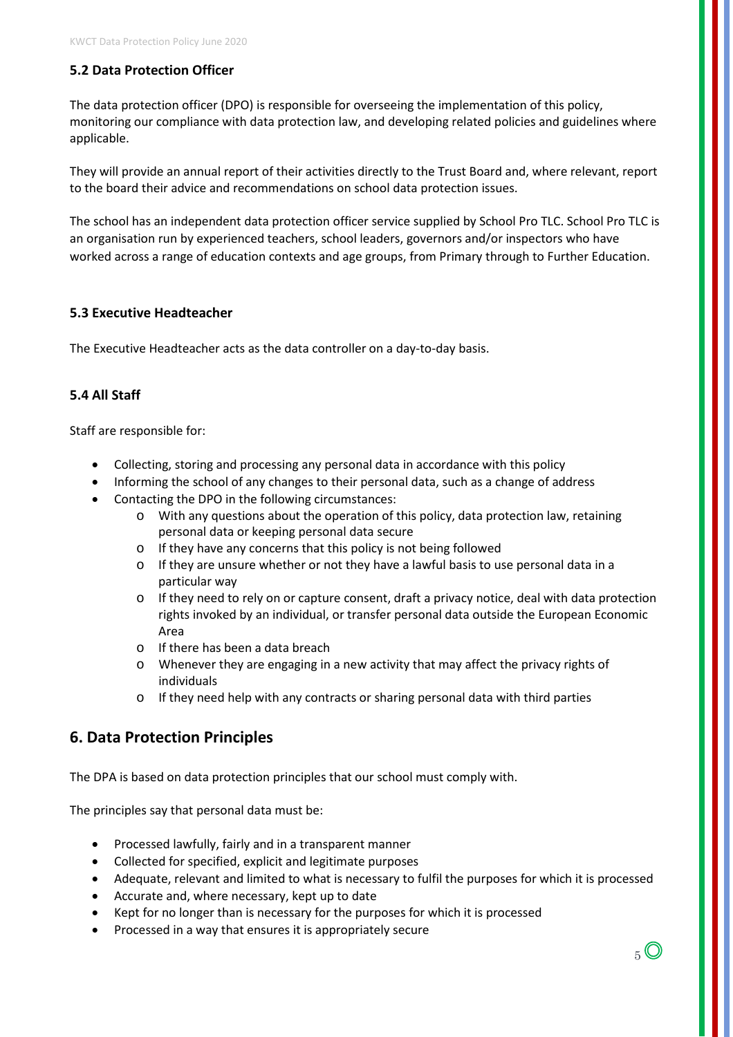### 5.2 Data Protection Officer

The data protection officer (DPO) is responsible for overseeing the implementation of this policy, monitoring our compliance with data protection law, and developing related policies and guidelines where applicable.

They will provide an annual report of their activities directly to the Trust Board and, where relevant, report to the board their advice and recommendations on school data protection issues.

The school has an independent data protection officer service supplied by School Pro TLC. School Pro TLC is an organisation run by experienced teachers, school leaders, governors and/or inspectors who have worked across a range of education contexts and age groups, from Primary through to Further Education.

### 5.3 Executive Headteacher

The Executive Headteacher acts as the data controller on a day-to-day basis.

### 5.4 All Staff

Staff are responsible for:

- Collecting, storing and processing any personal data in accordance with this policy
- Informing the school of any changes to their personal data, such as a change of address
- Contacting the DPO in the following circumstances:
    - With any questions about the operation of this policy, data protection law, retaining personal data or keeping personal data secure
    - If they have any concerns that this policy is not being followed
    - If they are unsure whether or not they have a lawful basis to use personal data in a particular way
    - If they need to rely on or capture consent, draft a privacy notice, deal with data protection rights invoked by an individual, or transfer personal data outside the European Economic Area
    - If there has been a data breach
    - Whenever they are engaging in a new activity that may affect the privacy rights of individuals
    - If they need help with any contracts or sharing personal data with third parties

## 6. Data Protection Principles

The DPA is based on data protection principles that our school must comply with.

The principles say that personal data must be:

- Processed lawfully, fairly and in a transparent manner
- Collected for specified, explicit and legitimate purposes
- Adequate, relevant and limited to what is necessary to fulfil the purposes for which it is processed
- Accurate and, where necessary, kept up to date
- Kept for no longer than is necessary for the purposes for which it is processed
- Processed in a way that ensures it is appropriately secure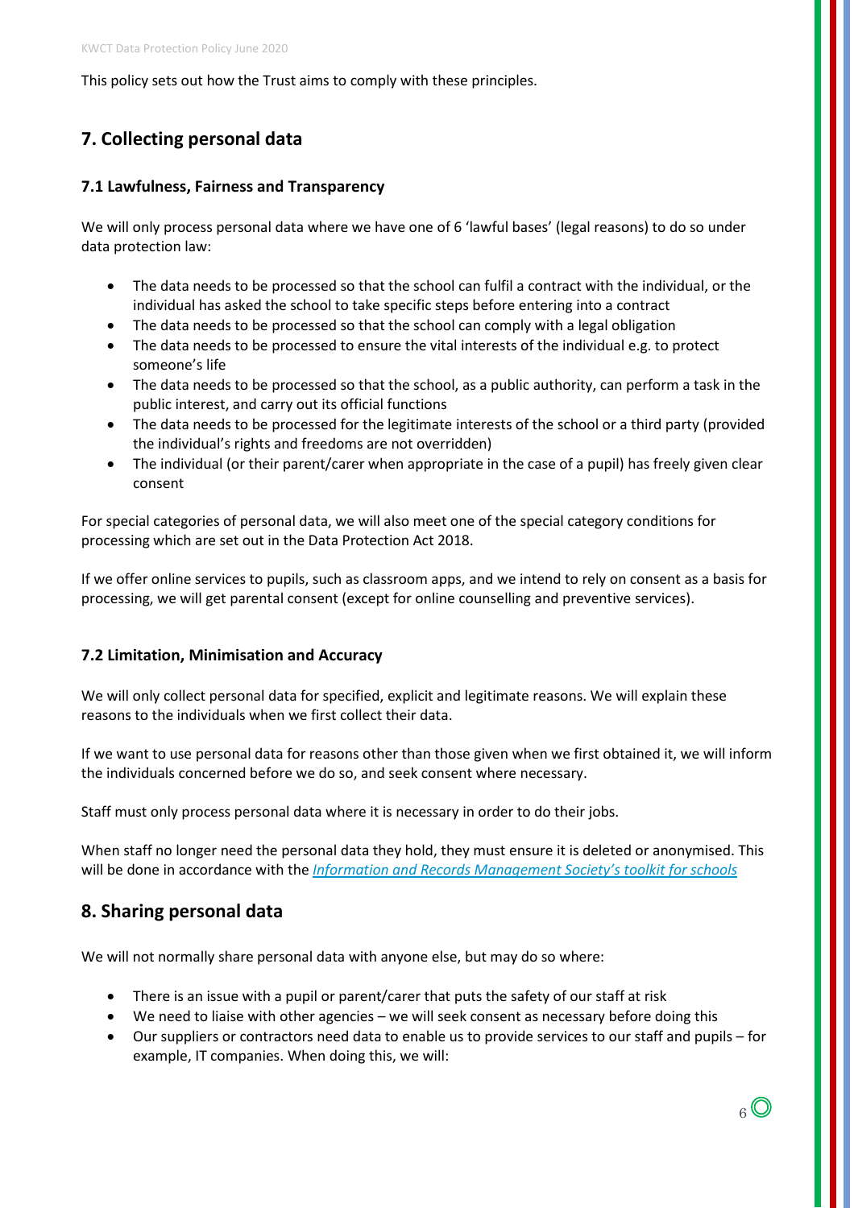This policy sets out how the Trust aims to comply with these principles.

## 7. Collecting personal data

### 7.1 Lawfulness, Fairness and Transparency

We will only process personal data where we have one of 6 'lawful bases' (legal reasons) to do so under data protection law:

- The data needs to be processed so that the school can fulfil a contract with the individual, or the individual has asked the school to take specific steps before entering into a contract
- The data needs to be processed so that the school can comply with a legal obligation
- The data needs to be processed to ensure the vital interests of the individual e.g. to protect someone's life
- The data needs to be processed so that the school, as a public authority, can perform a task in the public interest, and carry out its official functions
- The data needs to be processed for the legitimate interests of the school or a third party (provided the individual's rights and freedoms are not overridden)
- The individual (or their parent/carer when appropriate in the case of a pupil) has freely given clear consent

For special categories of personal data, we will also meet one of the special category conditions for processing which are set out in the Data Protection Act 2018.

If we offer online services to pupils, such as classroom apps, and we intend to rely on consent as a basis for processing, we will get parental consent (except for online counselling and preventive services).

### 7.2 Limitation, Minimisation and Accuracy

We will only collect personal data for specified, explicit and legitimate reasons. We will explain these reasons to the individuals when we first collect their data.

If we want to use personal data for reasons other than those given when we first obtained it, we will inform the individuals concerned before we do so, and seek consent where necessary.

Staff must only process personal data where it is necessary in order to do their jobs.

When staff no longer need the personal data they hold, they must ensure it is deleted or anonymised. This will be done in accordance with the *Information and Records Management Society's toolkit for schools*

## 8. Sharing personal data

We will not normally share personal data with anyone else, but may do so where:

- There is an issue with a pupil or parent/carer that puts the safety of our staff at risk
- We need to liaise with other agencies – we will seek consent as necessary before doing this
- Our suppliers or contractors need data to enable us to provide services to our staff and pupils – for example, IT companies. When doing this, we will: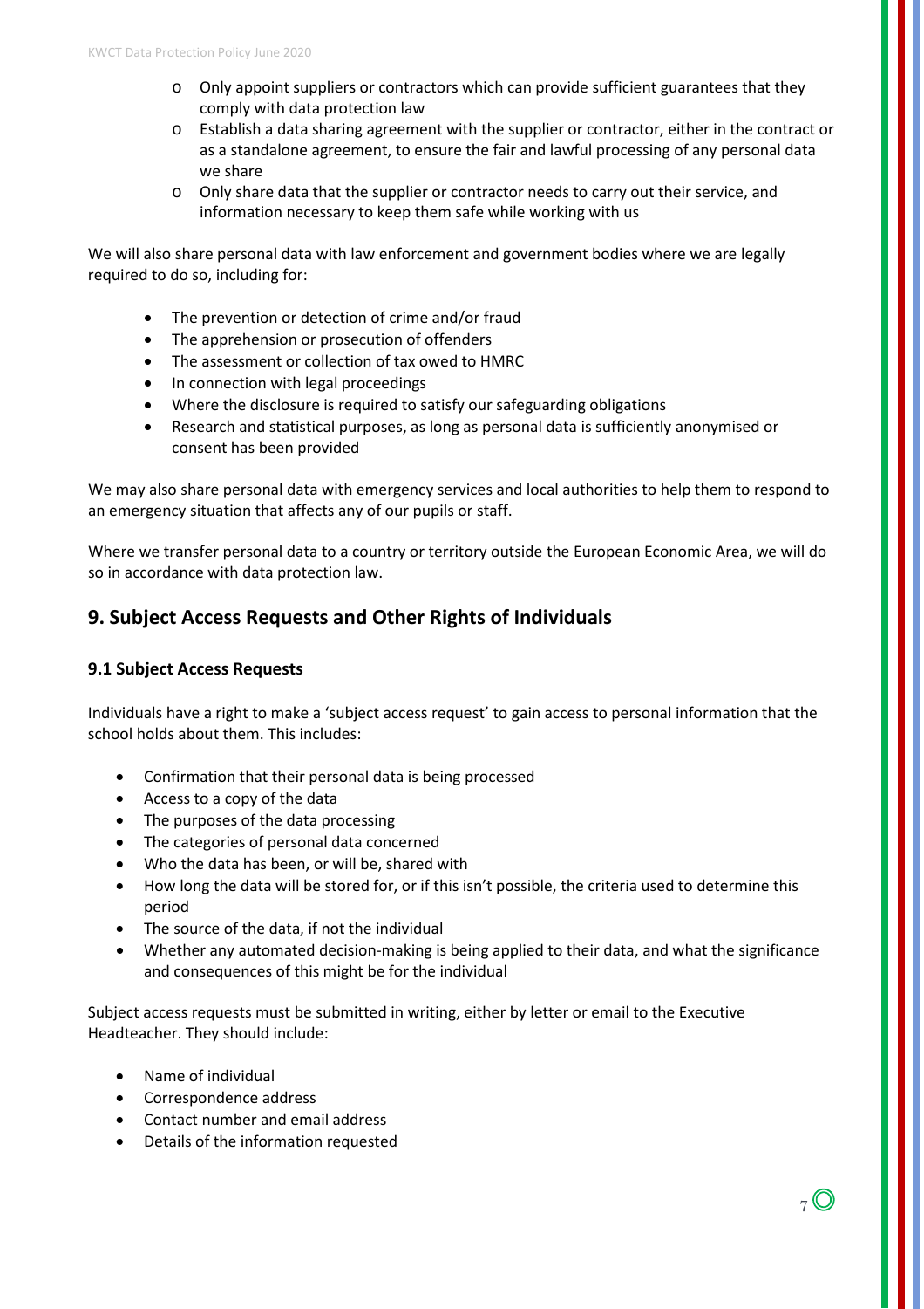- Only appoint suppliers or contractors which can provide sufficient guarantees that they comply with data protection law
  - Establish a data sharing agreement with the supplier or contractor, either in the contract or as a standalone agreement, to ensure the fair and lawful processing of any personal data we share
  - Only share data that the supplier or contractor needs to carry out their service, and information necessary to keep them safe while working with us

We will also share personal data with law enforcement and government bodies where we are legally required to do so, including for:

- The prevention or detection of crime and/or fraud
- The apprehension or prosecution of offenders
- The assessment or collection of tax owed to HMRC
- In connection with legal proceedings
- Where the disclosure is required to satisfy our safeguarding obligations
- Research and statistical purposes, as long as personal data is sufficiently anonymised or consent has been provided

We may also share personal data with emergency services and local authorities to help them to respond to an emergency situation that affects any of our pupils or staff.

Where we transfer personal data to a country or territory outside the European Economic Area, we will do so in accordance with data protection law.

## 9. Subject Access Requests and Other Rights of Individuals

### 9.1 Subject Access Requests

Individuals have a right to make a 'subject access request' to gain access to personal information that the school holds about them. This includes:

- Confirmation that their personal data is being processed
- Access to a copy of the data
- The purposes of the data processing
- The categories of personal data concerned
- Who the data has been, or will be, shared with
- How long the data will be stored for, or if this isn't possible, the criteria used to determine this period
- The source of the data, if not the individual
- Whether any automated decision-making is being applied to their data, and what the significance and consequences of this might be for the individual

Subject access requests must be submitted in writing, either by letter or email to the Executive Headteacher. They should include:

- Name of individual
- Correspondence address
- Contact number and email address
- Details of the information requested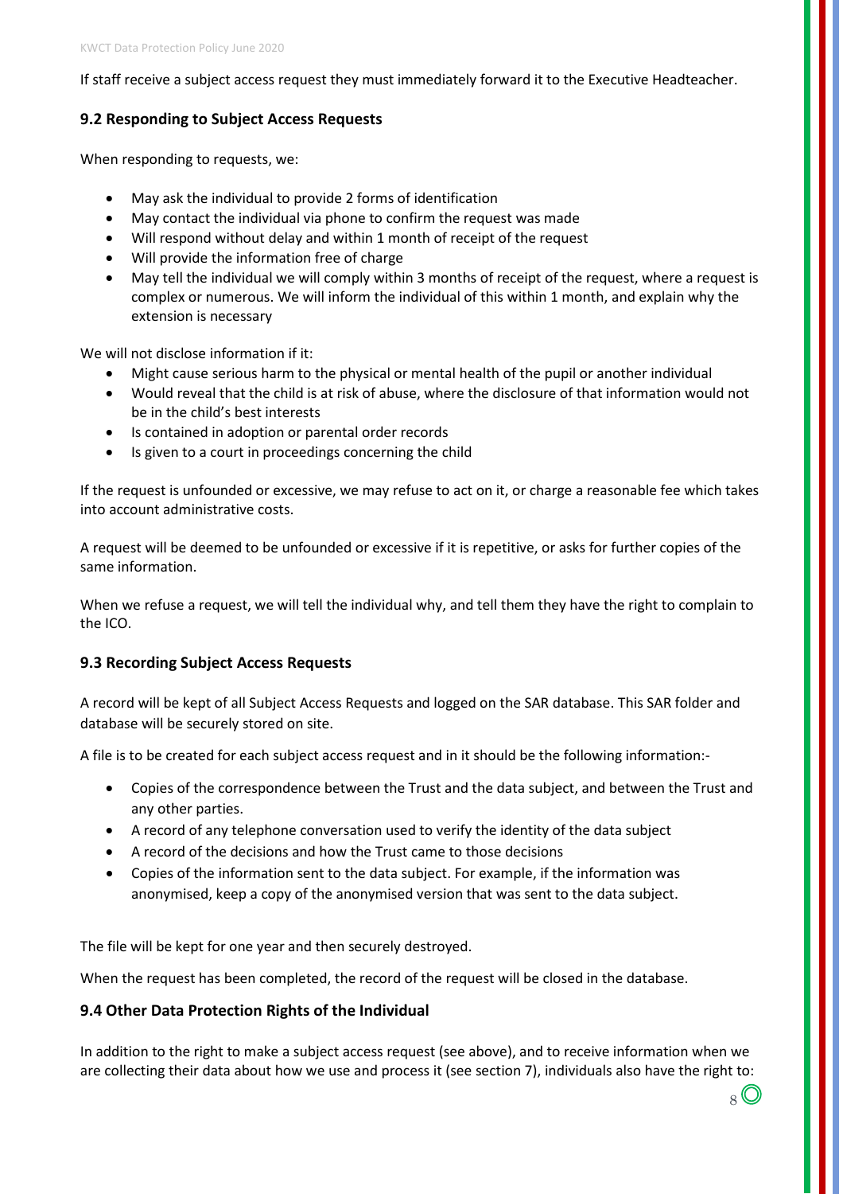If staff receive a subject access request they must immediately forward it to the Executive Headteacher.

### 9.2 Responding to Subject Access Requests

When responding to requests, we:

- May ask the individual to provide 2 forms of identification
- May contact the individual via phone to confirm the request was made
- Will respond without delay and within 1 month of receipt of the request
- Will provide the information free of charge
- May tell the individual we will comply within 3 months of receipt of the request, where a request is complex or numerous. We will inform the individual of this within 1 month, and explain why the extension is necessary

We will not disclose information if it:

- Might cause serious harm to the physical or mental health of the pupil or another individual
- Would reveal that the child is at risk of abuse, where the disclosure of that information would not be in the child's best interests
- Is contained in adoption or parental order records
- Is given to a court in proceedings concerning the child

If the request is unfounded or excessive, we may refuse to act on it, or charge a reasonable fee which takes into account administrative costs.

A request will be deemed to be unfounded or excessive if it is repetitive, or asks for further copies of the same information.

When we refuse a request, we will tell the individual why, and tell them they have the right to complain to the ICO.

### 9.3 Recording Subject Access Requests

A record will be kept of all Subject Access Requests and logged on the SAR database. This SAR folder and database will be securely stored on site.

A file is to be created for each subject access request and in it should be the following information:-

- Copies of the correspondence between the Trust and the data subject, and between the Trust and any other parties.
- A record of any telephone conversation used to verify the identity of the data subject
- A record of the decisions and how the Trust came to those decisions
- Copies of the information sent to the data subject. For example, if the information was anonymised, keep a copy of the anonymised version that was sent to the data subject.

The file will be kept for one year and then securely destroyed.

When the request has been completed, the record of the request will be closed in the database.

### 9.4 Other Data Protection Rights of the Individual

In addition to the right to make a subject access request (see above), and to receive information when we are collecting their data about how we use and process it (see section 7), individuals also have the right to: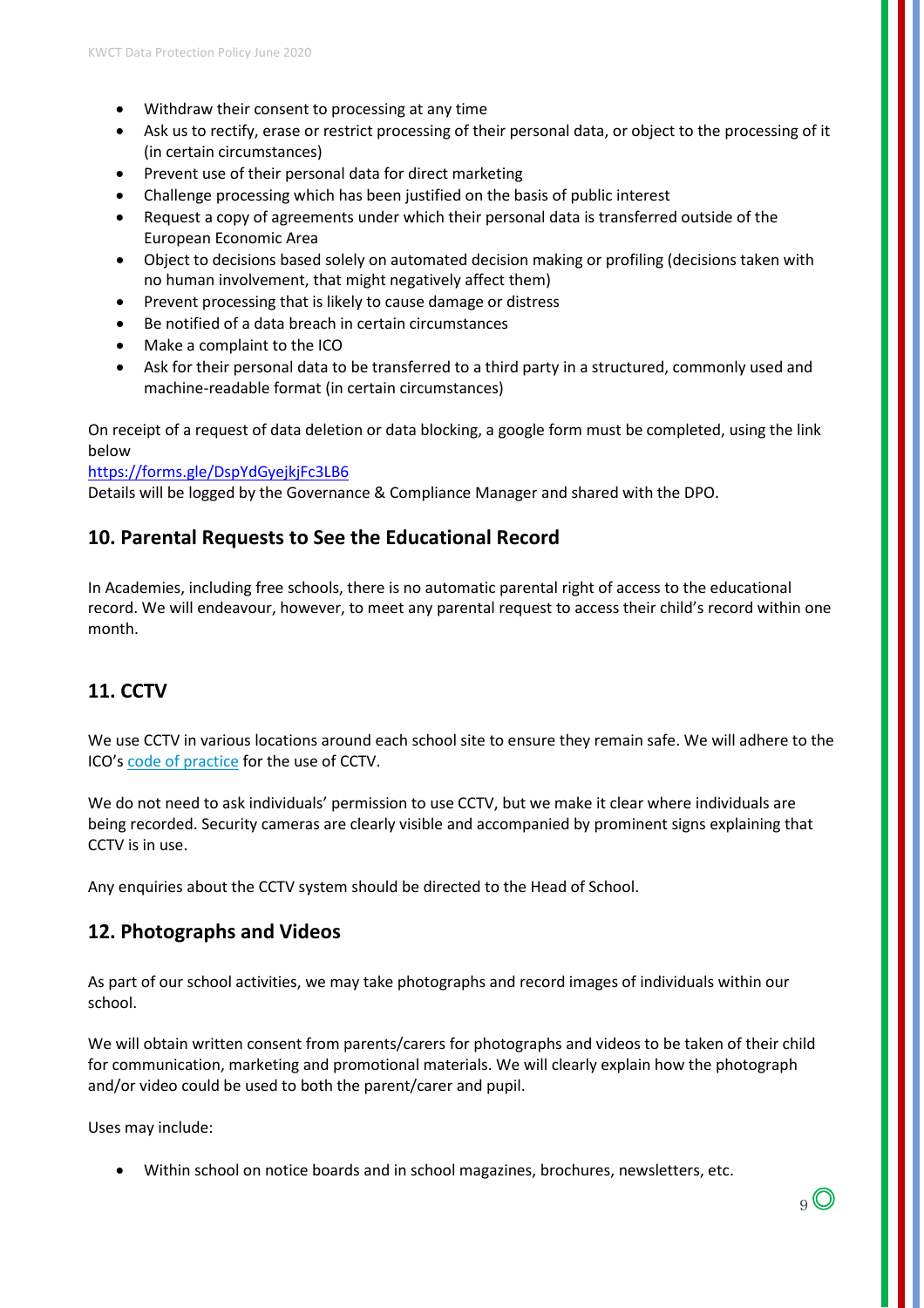- Withdraw their consent to processing at any time
- Ask us to rectify, erase or restrict processing of their personal data, or object to the processing of it (in certain circumstances)
- Prevent use of their personal data for direct marketing
- Challenge processing which has been justified on the basis of public interest
- Request a copy of agreements under which their personal data is transferred outside of the European Economic Area
- Object to decisions based solely on automated decision making or profiling (decisions taken with no human involvement, that might negatively affect them)
- Prevent processing that is likely to cause damage or distress
- Be notified of a data breach in certain circumstances
- Make a complaint to the ICO
- Ask for their personal data to be transferred to a third party in a structured, commonly used and machine-readable format (in certain circumstances)

On receipt of a request of data deletion or data blocking, a google form must be completed, using the link below

https://forms.gle/DspYdGyejkjFc3LB6

Details will be logged by the Governance & Compliance Manager and shared with the DPO.

## 10. Parental Requests to See the Educational Record

In Academies, including free schools, there is no automatic parental right of access to the educational record. We will endeavour, however, to meet any parental request to access their child's record within one month.

## 11. CCTV

We use CCTV in various locations around each school site to ensure they remain safe. We will adhere to the ICO's code of practice for the use of CCTV.

We do not need to ask individuals' permission to use CCTV, but we make it clear where individuals are being recorded. Security cameras are clearly visible and accompanied by prominent signs explaining that CCTV is in use.

Any enquiries about the CCTV system should be directed to the Head of School.

## 12. Photographs and Videos

As part of our school activities, we may take photographs and record images of individuals within our school.

We will obtain written consent from parents/carers for photographs and videos to be taken of their child for communication, marketing and promotional materials. We will clearly explain how the photograph and/or video could be used to both the parent/carer and pupil.

Uses may include:

- Within school on notice boards and in school magazines, brochures, newsletters, etc.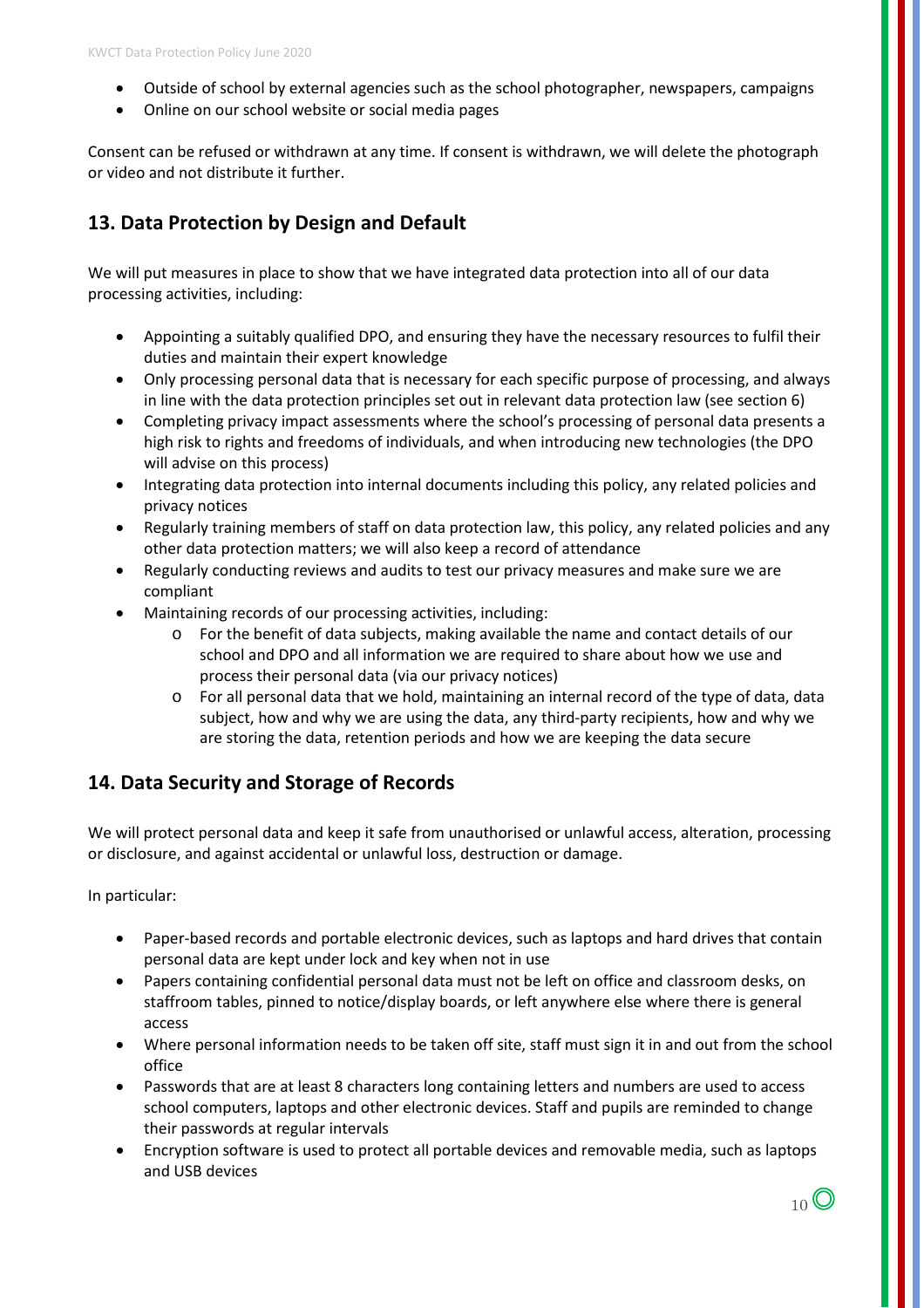- Outside of school by external agencies such as the school photographer, newspapers, campaigns
- Online on our school website or social media pages

Consent can be refused or withdrawn at any time. If consent is withdrawn, we will delete the photograph or video and not distribute it further.

## 13. Data Protection by Design and Default

We will put measures in place to show that we have integrated data protection into all of our data processing activities, including:

- Appointing a suitably qualified DPO, and ensuring they have the necessary resources to fulfil their duties and maintain their expert knowledge
- Only processing personal data that is necessary for each specific purpose of processing, and always in line with the data protection principles set out in relevant data protection law (see section 6)
- Completing privacy impact assessments where the school's processing of personal data presents a high risk to rights and freedoms of individuals, and when introducing new technologies (the DPO will advise on this process)
- Integrating data protection into internal documents including this policy, any related policies and privacy notices
- Regularly training members of staff on data protection law, this policy, any related policies and any other data protection matters; we will also keep a record of attendance
- Regularly conducting reviews and audits to test our privacy measures and make sure we are compliant
- Maintaining records of our processing activities, including:
    - For the benefit of data subjects, making available the name and contact details of our school and DPO and all information we are required to share about how we use and process their personal data (via our privacy notices)
    - For all personal data that we hold, maintaining an internal record of the type of data, data subject, how and why we are using the data, any third-party recipients, how and why we are storing the data, retention periods and how we are keeping the data secure

## 14. Data Security and Storage of Records

We will protect personal data and keep it safe from unauthorised or unlawful access, alteration, processing or disclosure, and against accidental or unlawful loss, destruction or damage.

In particular:

- Paper-based records and portable electronic devices, such as laptops and hard drives that contain personal data are kept under lock and key when not in use
- Papers containing confidential personal data must not be left on office and classroom desks, on staffroom tables, pinned to notice/display boards, or left anywhere else where there is general access
- Where personal information needs to be taken off site, staff must sign it in and out from the school office
- Passwords that are at least 8 characters long containing letters and numbers are used to access school computers, laptops and other electronic devices. Staff and pupils are reminded to change their passwords at regular intervals
- Encryption software is used to protect all portable devices and removable media, such as laptops and USB devices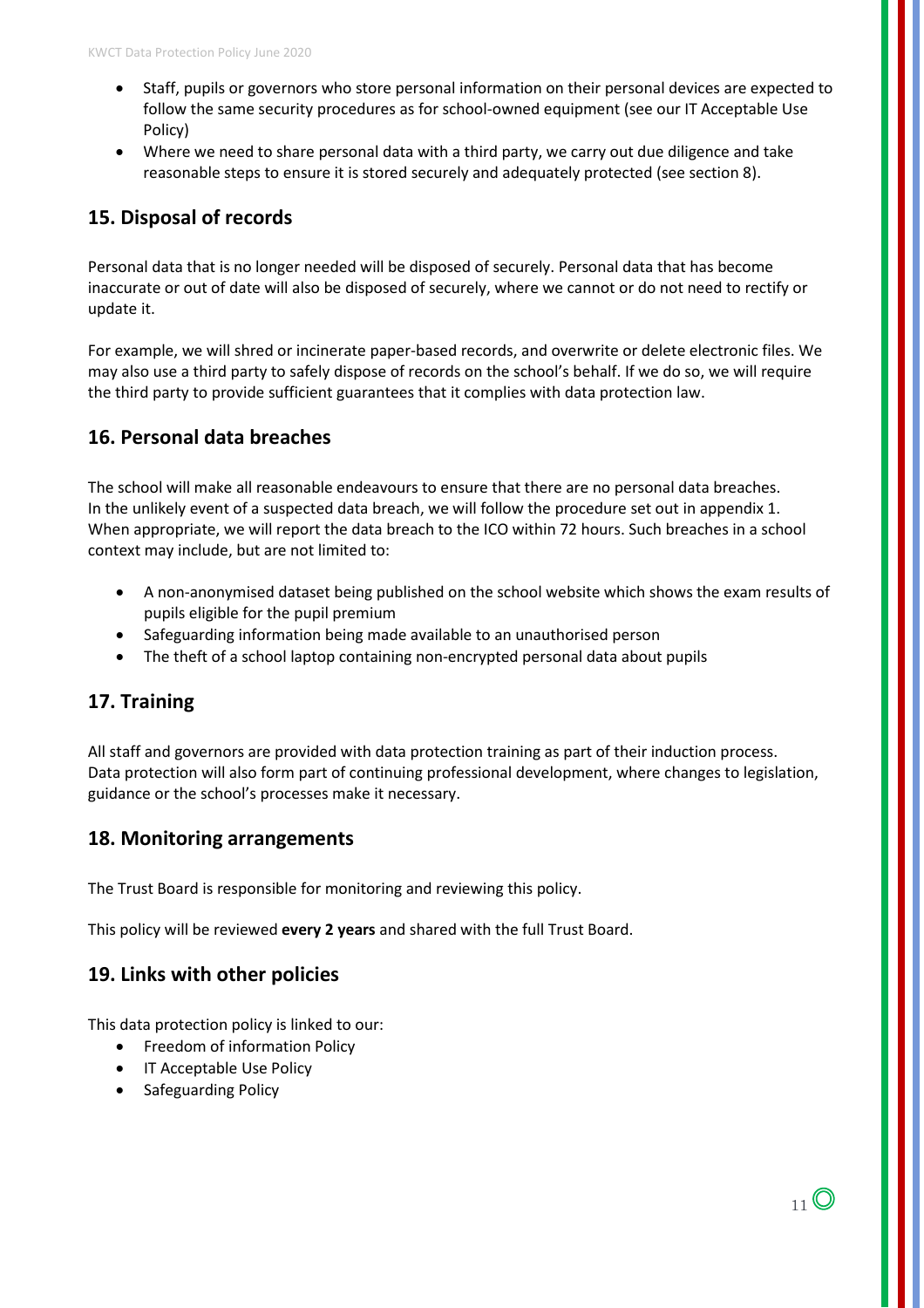- Staff, pupils or governors who store personal information on their personal devices are expected to follow the same security procedures as for school-owned equipment (see our IT Acceptable Use Policy)
- Where we need to share personal data with a third party, we carry out due diligence and take reasonable steps to ensure it is stored securely and adequately protected (see section 8).

## 15. Disposal of records

Personal data that is no longer needed will be disposed of securely. Personal data that has become inaccurate or out of date will also be disposed of securely, where we cannot or do not need to rectify or update it.

For example, we will shred or incinerate paper-based records, and overwrite or delete electronic files. We may also use a third party to safely dispose of records on the school's behalf. If we do so, we will require the third party to provide sufficient guarantees that it complies with data protection law.

## 16. Personal data breaches

The school will make all reasonable endeavours to ensure that there are no personal data breaches. In the unlikely event of a suspected data breach, we will follow the procedure set out in appendix 1. When appropriate, we will report the data breach to the ICO within 72 hours. Such breaches in a school context may include, but are not limited to:

- A non-anonymised dataset being published on the school website which shows the exam results of pupils eligible for the pupil premium
- Safeguarding information being made available to an unauthorised person
- The theft of a school laptop containing non-encrypted personal data about pupils

## 17. Training

All staff and governors are provided with data protection training as part of their induction process. Data protection will also form part of continuing professional development, where changes to legislation, guidance or the school's processes make it necessary.

## 18. Monitoring arrangements

The Trust Board is responsible for monitoring and reviewing this policy.

This policy will be reviewed **every 2 years** and shared with the full Trust Board.

## 19. Links with other policies

This data protection policy is linked to our:

- Freedom of information Policy
- IT Acceptable Use Policy
- Safeguarding Policy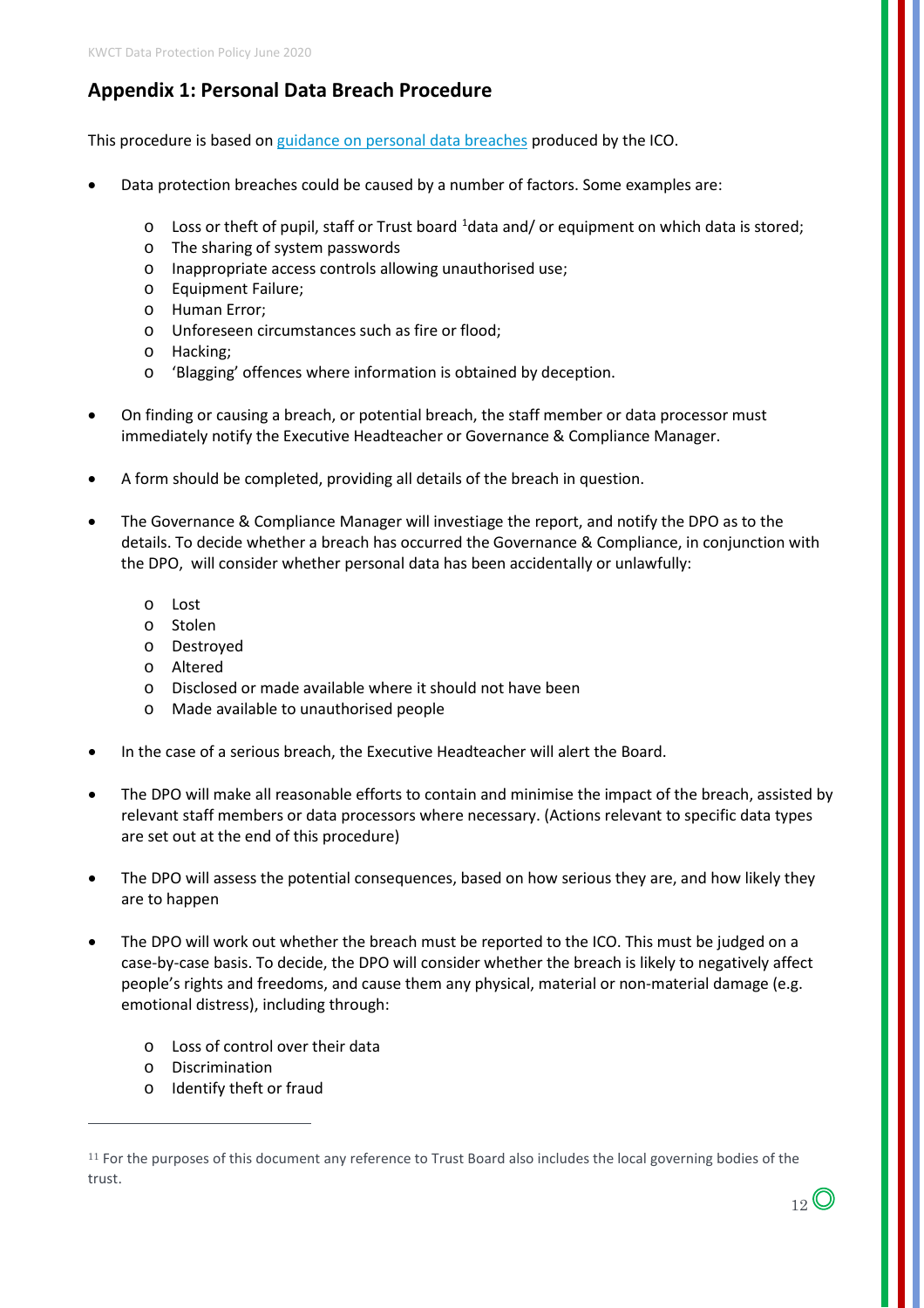## Appendix 1: Personal Data Breach Procedure

This procedure is based on [guidance on personal data breaches](guidance on personal data breaches) produced by the ICO.

- Data protection breaches could be caused by a number of factors. Some examples are:
    - Loss or theft of pupil, staff or Trust board [1]data and/ or equipment on which data is stored;
    - The sharing of system passwords
    - Inappropriate access controls allowing unauthorised use;
    - Equipment Failure;
    - Human Error;
    - Unforeseen circumstances such as fire or flood;
    - Hacking;
    - 'Blagging' offences where information is obtained by deception.
- On finding or causing a breach, or potential breach, the staff member or data processor must immediately notify the Executive Headteacher or Governance & Compliance Manager.
- A form should be completed, providing all details of the breach in question.
- The Governance & Compliance Manager will investiage the report, and notify the DPO as to the details. To decide whether a breach has occurred the Governance & Compliance, in conjunction with the DPO, will consider whether personal data has been accidentally or unlawfully:
    - Lost
    - Stolen
    - Destroyed
    - Altered
    - Disclosed or made available where it should not have been
    - Made available to unauthorised people
- In the case of a serious breach, the Executive Headteacher will alert the Board.
- The DPO will make all reasonable efforts to contain and minimise the impact of the breach, assisted by relevant staff members or data processors where necessary. (Actions relevant to specific data types are set out at the end of this procedure)
- The DPO will assess the potential consequences, based on how serious they are, and how likely they are to happen
- The DPO will work out whether the breach must be reported to the ICO. This must be judged on a case-by-case basis. To decide, the DPO will consider whether the breach is likely to negatively affect people's rights and freedoms, and cause them any physical, material or non-material damage (e.g. emotional distress), including through:
    - Loss of control over their data
    - Discrimination
    - Identify theft or fraud

---

[11] For the purposes of this document any reference to Trust Board also includes the local governing bodies of the trust.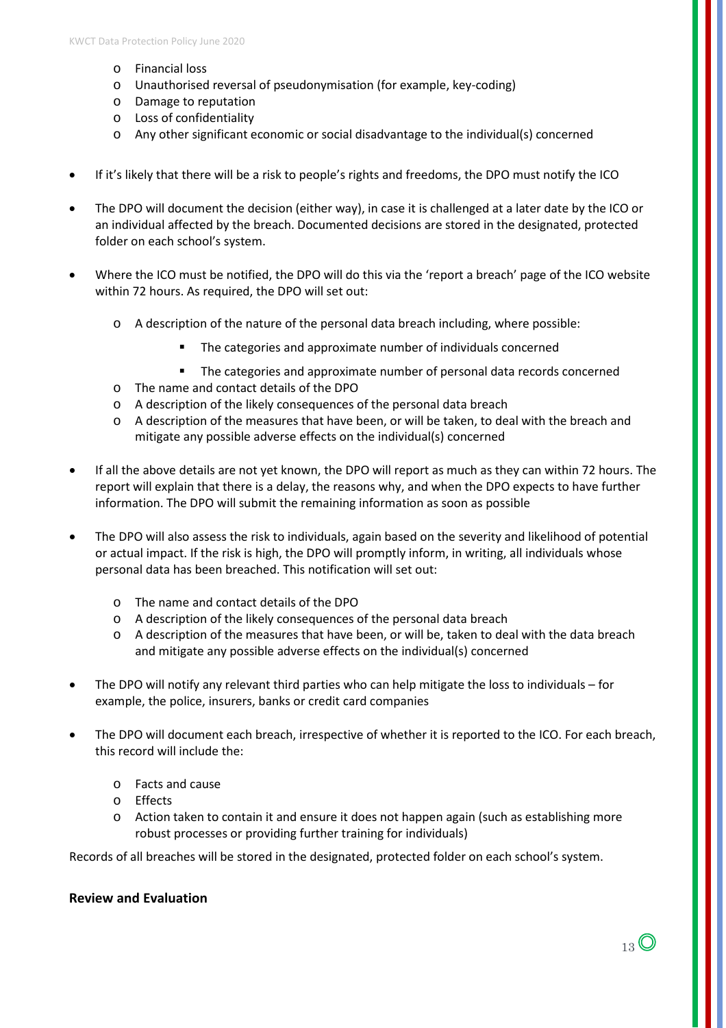- Financial loss
  - Unauthorised reversal of pseudonymisation (for example, key-coding)
  - Damage to reputation
  - Loss of confidentiality
  - Any other significant economic or social disadvantage to the individual(s) concerned

- If it's likely that there will be a risk to people's rights and freedoms, the DPO must notify the ICO

- The DPO will document the decision (either way), in case it is challenged at a later date by the ICO or an individual affected by the breach. Documented decisions are stored in the designated, protected folder on each school's system.

- Where the ICO must be notified, the DPO will do this via the 'report a breach' page of the ICO website within 72 hours. As required, the DPO will set out:

  - A description of the nature of the personal data breach including, where possible:
    - The categories and approximate number of individuals concerned
    - The categories and approximate number of personal data records concerned
  - The name and contact details of the DPO
  - A description of the likely consequences of the personal data breach
  - A description of the measures that have been, or will be taken, to deal with the breach and mitigate any possible adverse effects on the individual(s) concerned

- If all the above details are not yet known, the DPO will report as much as they can within 72 hours. The report will explain that there is a delay, the reasons why, and when the DPO expects to have further information. The DPO will submit the remaining information as soon as possible

- The DPO will also assess the risk to individuals, again based on the severity and likelihood of potential or actual impact. If the risk is high, the DPO will promptly inform, in writing, all individuals whose personal data has been breached. This notification will set out:

  - The name and contact details of the DPO
  - A description of the likely consequences of the personal data breach
  - A description of the measures that have been, or will be, taken to deal with the data breach and mitigate any possible adverse effects on the individual(s) concerned

- The DPO will notify any relevant third parties who can help mitigate the loss to individuals – for example, the police, insurers, banks or credit card companies

- The DPO will document each breach, irrespective of whether it is reported to the ICO. For each breach, this record will include the:

  - Facts and cause
  - Effects
  - Action taken to contain it and ensure it does not happen again (such as establishing more robust processes or providing further training for individuals)

Records of all breaches will be stored in the designated, protected folder on each school's system.

**Review and Evaluation**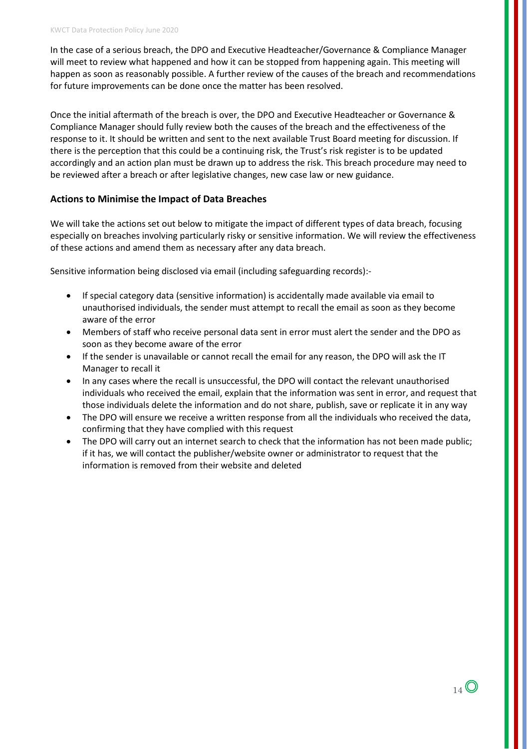In the case of a serious breach, the DPO and Executive Headteacher/Governance & Compliance Manager will meet to review what happened and how it can be stopped from happening again. This meeting will happen as soon as reasonably possible. A further review of the causes of the breach and recommendations for future improvements can be done once the matter has been resolved.

Once the initial aftermath of the breach is over, the DPO and Executive Headteacher or Governance & Compliance Manager should fully review both the causes of the breach and the effectiveness of the response to it. It should be written and sent to the next available Trust Board meeting for discussion. If there is the perception that this could be a continuing risk, the Trust's risk register is to be updated accordingly and an action plan must be drawn up to address the risk. This breach procedure may need to be reviewed after a breach or after legislative changes, new case law or new guidance.

### Actions to Minimise the Impact of Data Breaches

We will take the actions set out below to mitigate the impact of different types of data breach, focusing especially on breaches involving particularly risky or sensitive information. We will review the effectiveness of these actions and amend them as necessary after any data breach.

Sensitive information being disclosed via email (including safeguarding records):-

- If special category data (sensitive information) is accidentally made available via email to unauthorised individuals, the sender must attempt to recall the email as soon as they become aware of the error
- Members of staff who receive personal data sent in error must alert the sender and the DPO as soon as they become aware of the error
- If the sender is unavailable or cannot recall the email for any reason, the DPO will ask the IT Manager to recall it
- In any cases where the recall is unsuccessful, the DPO will contact the relevant unauthorised individuals who received the email, explain that the information was sent in error, and request that those individuals delete the information and do not share, publish, save or replicate it in any way
- The DPO will ensure we receive a written response from all the individuals who received the data, confirming that they have complied with this request
- The DPO will carry out an internet search to check that the information has not been made public; if it has, we will contact the publisher/website owner or administrator to request that the information is removed from their website and deleted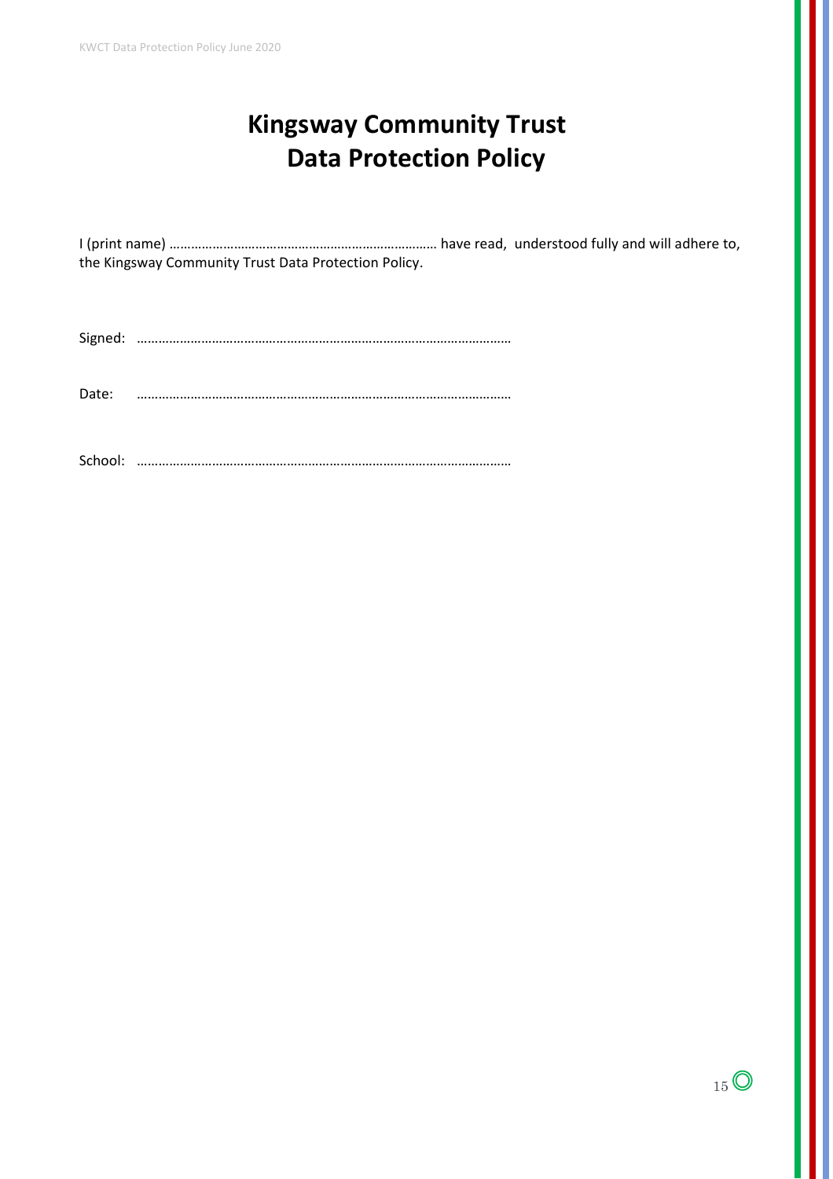# Kingsway Community Trust
# Data Protection Policy

I (print name) ……………………………………………………………… have read, understood fully and will adhere to, the Kingsway Community Trust Data Protection Policy.

Signed: ……………………………………………………………………………………

Date: ……………………………………………………………………………………

School: ……………………………………………………………………………………